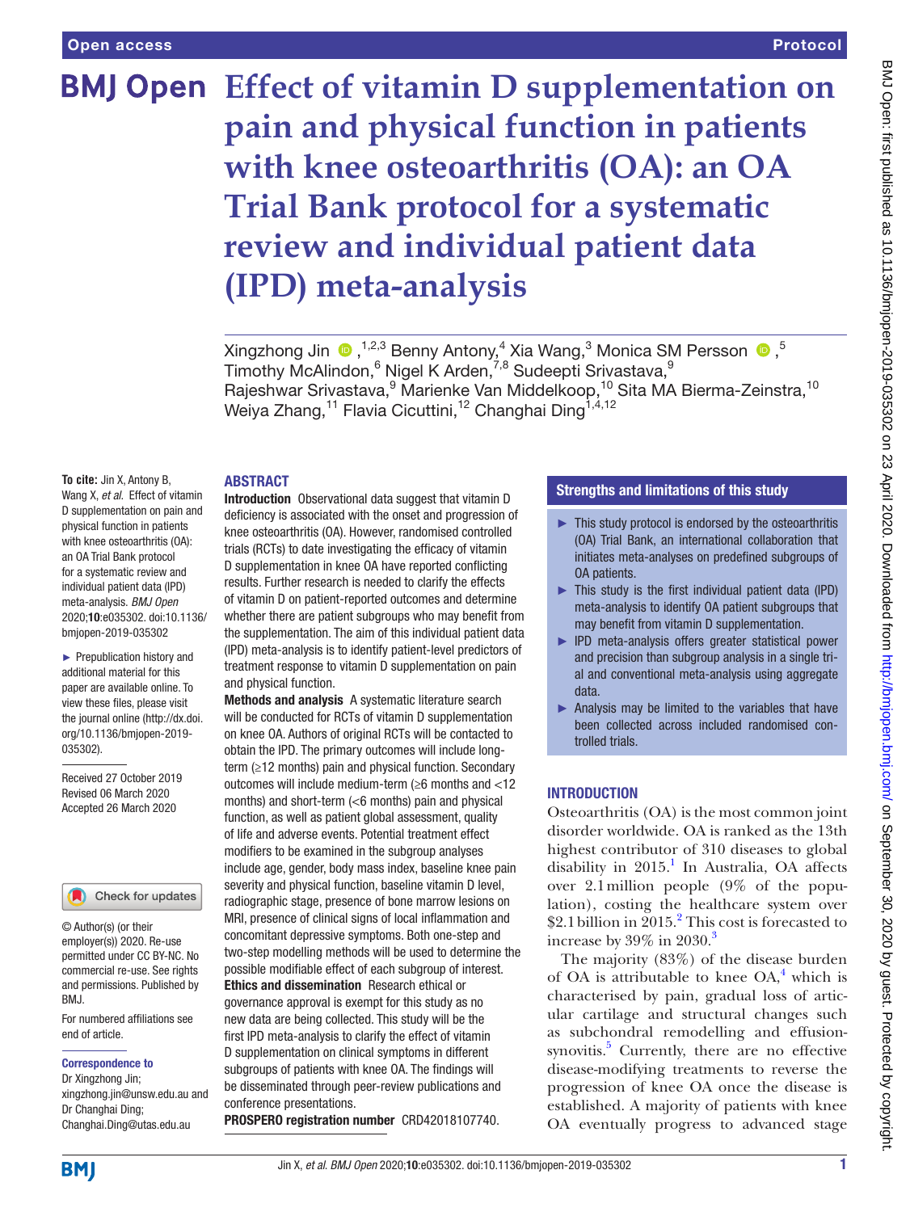# Effect of vitamin D supplementation on pain and physical function in patients with knee osteoarthritis (OA): an OA Trial Bank protocol for a systematic review and individual patient data (IPD) meta-analysis

Xingzhong Jin ,[1,2,3] Benny Antony,[4] Xia Wang,[3] Monica SM Persson ,[5] Timothy McAlindon,[6] Nigel K Arden,[7,8] Sudeepti Srivastava,[9] Rajeshwar Srivastava,[9] Marienke Van Middelkoop,[10] Sita MA Bierma-Zeinstra,[10] Weiya Zhang,[11] Flavia Cicuttini,[12] Changhai Ding[1,4,12]

**To cite:** Jin X, Antony B, Wang X, *et al*. Effect of vitamin D supplementation on pain and physical function in patients with knee osteoarthritis (OA): an OA Trial Bank protocol for a systematic review and individual patient data (IPD) meta-analysis. *BMJ Open* 2020;**10**:e035302. doi:10.1136/bmjopen-2019-035302

► Prepublication history and additional material for this paper are available online. To view these files, please visit the journal online (http://dx.doi.org/10.1136/bmjopen-2019-035302).

Received 27 October 2019
Revised 06 March 2020
Accepted 26 March 2020

© Author(s) (or their employer(s)) 2020. Re-use permitted under CC BY-NC. No commercial re-use. See rights and permissions. Published by BMJ.

For numbered affiliations see end of article.

**Correspondence to**
Dr Xingzhong Jin; xingzhong.jin@unsw.edu.au and Dr Changhai Ding; Changhai.Ding@utas.edu.au

## ABSTRACT

**Introduction** Observational data suggest that vitamin D deficiency is associated with the onset and progression of knee osteoarthritis (OA). However, randomised controlled trials (RCTs) to date investigating the efficacy of vitamin D supplementation in knee OA have reported conflicting results. Further research is needed to clarify the effects of vitamin D on patient-reported outcomes and determine whether there are patient subgroups who may benefit from the supplementation. The aim of this individual patient data (IPD) meta-analysis is to identify patient-level predictors of treatment response to vitamin D supplementation on pain and physical function.

**Methods and analysis** A systematic literature search will be conducted for RCTs of vitamin D supplementation on knee OA. Authors of original RCTs will be contacted to obtain the IPD. The primary outcomes will include long-term (≥12 months) pain and physical function. Secondary outcomes will include medium-term (≥6 months and <12 months) and short-term (<6 months) pain and physical function, as well as patient global assessment, quality of life and adverse events. Potential treatment effect modifiers to be examined in the subgroup analyses include age, gender, body mass index, baseline knee pain severity and physical function, baseline vitamin D level, radiographic stage, presence of bone marrow lesions on MRI, presence of clinical signs of local inflammation and concomitant depressive symptoms. Both one-step and two-step modelling methods will be used to determine the possible modifiable effect of each subgroup of interest.

**Ethics and dissemination** Research ethical or governance approval is exempt for this study as no new data are being collected. This study will be the first IPD meta-analysis to clarify the effect of vitamin D supplementation on clinical symptoms in different subgroups of patients with knee OA. The findings will be disseminated through peer-review publications and conference presentations.

**PROSPERO registration number** CRD42018107740.

## Strengths and limitations of this study

- ► This study protocol is endorsed by the osteoarthritis (OA) Trial Bank, an international collaboration that initiates meta-analyses on predefined subgroups of OA patients.
- ► This study is the first individual patient data (IPD) meta-analysis to identify OA patient subgroups that may benefit from vitamin D supplementation.
- ► IPD meta-analysis offers greater statistical power and precision than subgroup analysis in a single trial and conventional meta-analysis using aggregate data.
- ► Analysis may be limited to the variables that have been collected across included randomised controlled trials.

## INTRODUCTION

Osteoarthritis (OA) is the most common joint disorder worldwide. OA is ranked as the 13th highest contributor of 310 diseases to global disability in 2015.[1] In Australia, OA affects over 2.1 million people (9% of the population), costing the healthcare system over $2.1 billion in 2015.[2] This cost is forecasted to increase by 39% in 2030.[3]

The majority (83%) of the disease burden of OA is attributable to knee OA,[4] which is characterised by pain, gradual loss of articular cartilage and structural changes such as subchondral remodelling and effusion-synovitis.[5] Currently, there are no effective disease-modifying treatments to reverse the progression of knee OA once the disease is established. A majority of patients with knee OA eventually progress to advanced stage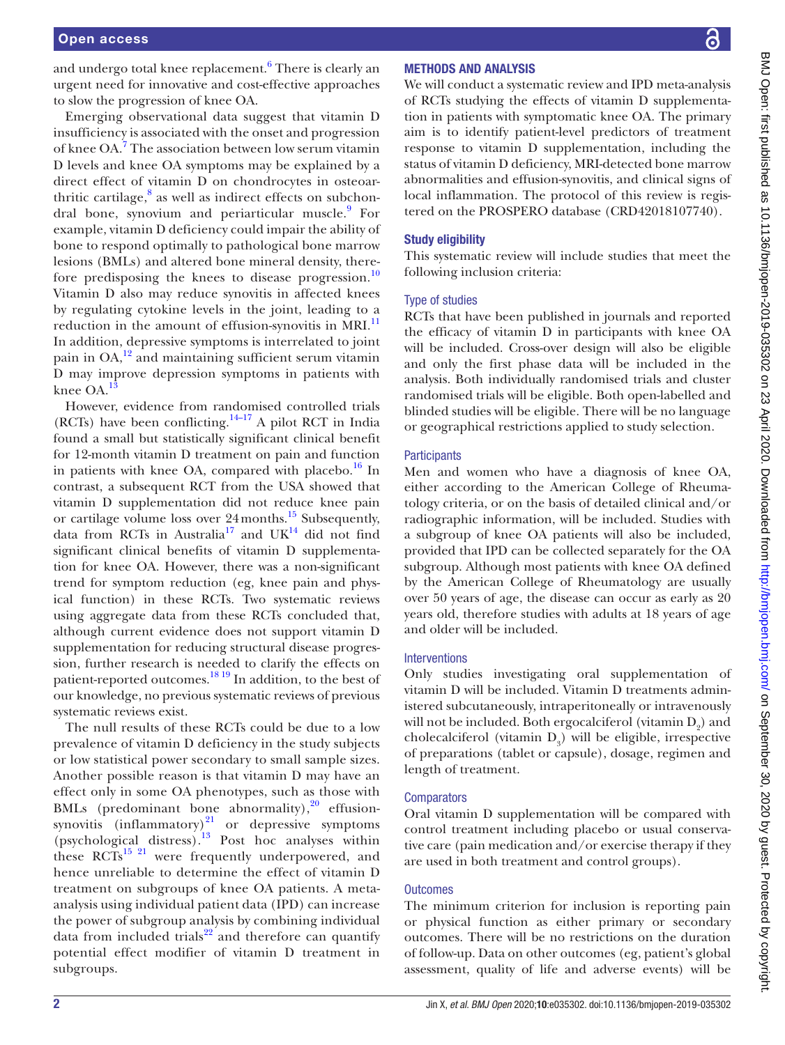and undergo total knee replacement.[6] There is clearly an urgent need for innovative and cost-effective approaches to slow the progression of knee OA.

Emerging observational data suggest that vitamin D insufficiency is associated with the onset and progression of knee OA.[7] The association between low serum vitamin D levels and knee OA symptoms may be explained by a direct effect of vitamin D on chondrocytes in osteoarthritic cartilage,[8] as well as indirect effects on subchondral bone, synovium and periarticular muscle.[9] For example, vitamin D deficiency could impair the ability of bone to respond optimally to pathological bone marrow lesions (BMLs) and altered bone mineral density, therefore predisposing the knees to disease progression.[10] Vitamin D also may reduce synovitis in affected knees by regulating cytokine levels in the joint, leading to a reduction in the amount of effusion-synovitis in MRI.[11] In addition, depressive symptoms is interrelated to joint pain in OA,[12] and maintaining sufficient serum vitamin D may improve depression symptoms in patients with knee OA.[13]

However, evidence from randomised controlled trials (RCTs) have been conflicting.[14–17] A pilot RCT in India found a small but statistically significant clinical benefit for 12-month vitamin D treatment on pain and function in patients with knee OA, compared with placebo.[16] In contrast, a subsequent RCT from the USA showed that vitamin D supplementation did not reduce knee pain or cartilage volume loss over 24 months.[15] Subsequently, data from RCTs in Australia[17] and UK[14] did not find significant clinical benefits of vitamin D supplementation for knee OA. However, there was a non-significant trend for symptom reduction (eg, knee pain and physical function) in these RCTs. Two systematic reviews using aggregate data from these RCTs concluded that, although current evidence does not support vitamin D supplementation for reducing structural disease progression, further research is needed to clarify the effects on patient-reported outcomes.[18,19] In addition, to the best of our knowledge, no previous systematic reviews of previous systematic reviews exist.

The null results of these RCTs could be due to a low prevalence of vitamin D deficiency in the study subjects or low statistical power secondary to small sample sizes. Another possible reason is that vitamin D may have an effect only in some OA phenotypes, such as those with BMLs (predominant bone abnormality),[20] effusion-synovitis (inflammatory)[21] or depressive symptoms (psychological distress).[13] Post hoc analyses within these RCTs[15,21] were frequently underpowered, and hence unreliable to determine the effect of vitamin D treatment on subgroups of knee OA patients. A meta-analysis using individual patient data (IPD) can increase the power of subgroup analysis by combining individual data from included trials[22] and therefore can quantify potential effect modifier of vitamin D treatment in subgroups.

## METHODS AND ANALYSIS

We will conduct a systematic review and IPD meta-analysis of RCTs studying the effects of vitamin D supplementation in patients with symptomatic knee OA. The primary aim is to identify patient-level predictors of treatment response to vitamin D supplementation, including the status of vitamin D deficiency, MRI-detected bone marrow abnormalities and effusion-synovitis, and clinical signs of local inflammation. The protocol of this review is registered on the PROSPERO database (CRD42018107740).

### Study eligibility

This systematic review will include studies that meet the following inclusion criteria:

#### Type of studies

RCTs that have been published in journals and reported the efficacy of vitamin D in participants with knee OA will be included. Cross-over design will also be eligible and only the first phase data will be included in the analysis. Both individually randomised trials and cluster randomised trials will be eligible. Both open-labelled and blinded studies will be eligible. There will be no language or geographical restrictions applied to study selection.

#### Participants

Men and women who have a diagnosis of knee OA, either according to the American College of Rheumatology criteria, or on the basis of detailed clinical and/or radiographic information, will be included. Studies with a subgroup of knee OA patients will also be included, provided that IPD can be collected separately for the OA subgroup. Although most patients with knee OA defined by the American College of Rheumatology are usually over 50 years of age, the disease can occur as early as 20 years old, therefore studies with adults at 18 years of age and older will be included.

#### Interventions

Only studies investigating oral supplementation of vitamin D will be included. Vitamin D treatments administered subcutaneously, intraperitoneally or intravenously will not be included. Both ergocalciferol (vitamin $D_2$) and cholecalciferol (vitamin $D_3$) will be eligible, irrespective of preparations (tablet or capsule), dosage, regimen and length of treatment.

#### Comparators

Oral vitamin D supplementation will be compared with control treatment including placebo or usual conservative care (pain medication and/or exercise therapy if they are used in both treatment and control groups).

#### Outcomes

The minimum criterion for inclusion is reporting pain or physical function as either primary or secondary outcomes. There will be no restrictions on the duration of follow-up. Data on other outcomes (eg, patient's global assessment, quality of life and adverse events) will be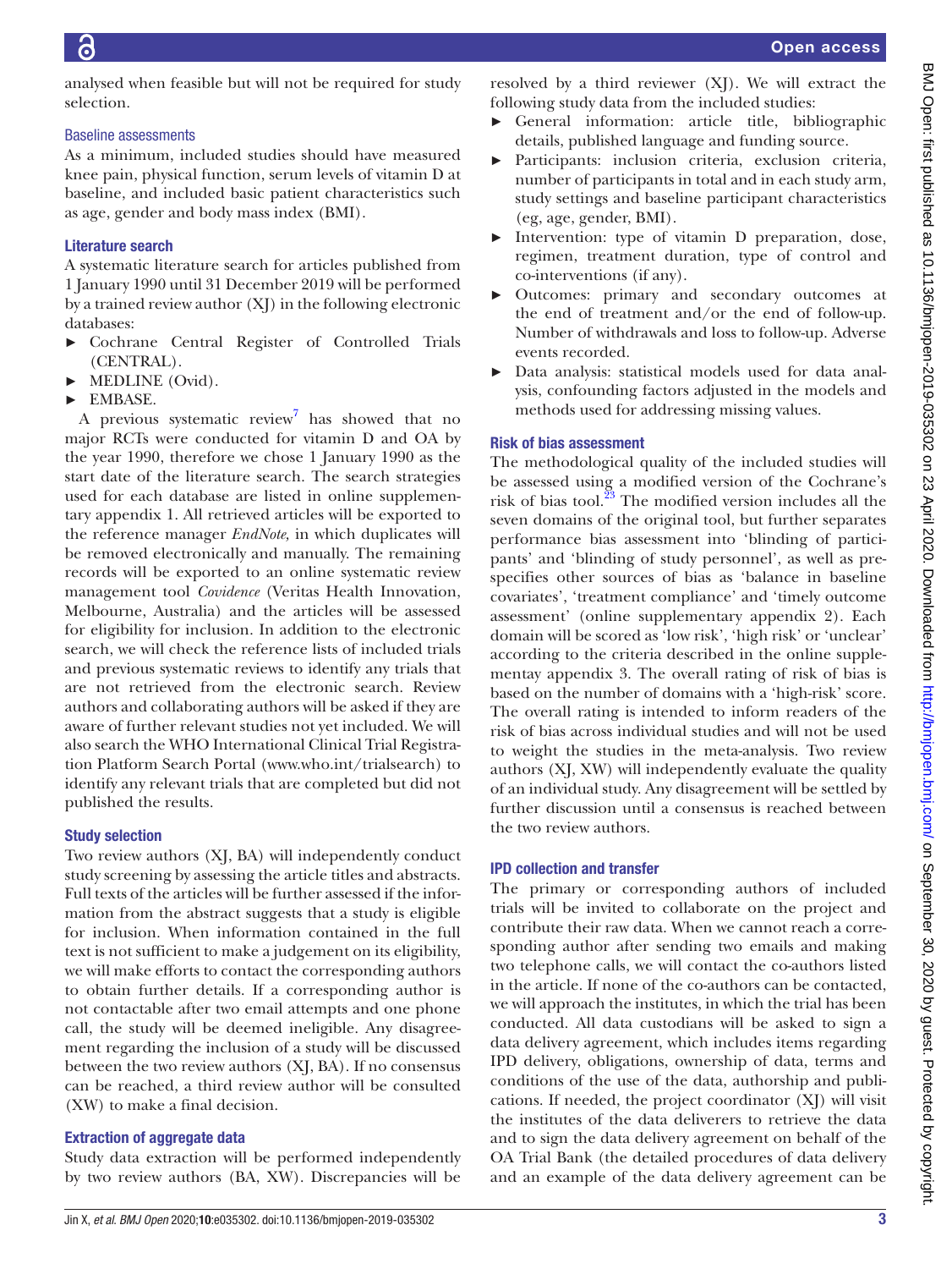analysed when feasible but will not be required for study selection.

### Baseline assessments

As a minimum, included studies should have measured knee pain, physical function, serum levels of vitamin D at baseline, and included basic patient characteristics such as age, gender and body mass index (BMI).

### Literature search

A systematic literature search for articles published from 1 January 1990 until 31 December 2019 will be performed by a trained review author (XJ) in the following electronic databases:

- Cochrane Central Register of Controlled Trials (CENTRAL).
- MEDLINE (Ovid).
- EMBASE.

A previous systematic review[7] has showed that no major RCTs were conducted for vitamin D and OA by the year 1990, therefore we chose 1 January 1990 as the start date of the literature search. The search strategies used for each database are listed in online supplementary appendix 1. All retrieved articles will be exported to the reference manager *EndNote,* in which duplicates will be removed electronically and manually. The remaining records will be exported to an online systematic review management tool *Covidence* (Veritas Health Innovation, Melbourne, Australia) and the articles will be assessed for eligibility for inclusion. In addition to the electronic search, we will check the reference lists of included trials and previous systematic reviews to identify any trials that are not retrieved from the electronic search. Review authors and collaborating authors will be asked if they are aware of further relevant studies not yet included. We will also search the WHO International Clinical Trial Registration Platform Search Portal (www.who.int/trialsearch) to identify any relevant trials that are completed but did not published the results.

### Study selection

Two review authors (XJ, BA) will independently conduct study screening by assessing the article titles and abstracts. Full texts of the articles will be further assessed if the information from the abstract suggests that a study is eligible for inclusion. When information contained in the full text is not sufficient to make a judgement on its eligibility, we will make efforts to contact the corresponding authors to obtain further details. If a corresponding author is not contactable after two email attempts and one phone call, the study will be deemed ineligible. Any disagreement regarding the inclusion of a study will be discussed between the two review authors (XJ, BA). If no consensus can be reached, a third review author will be consulted (XW) to make a final decision.

### Extraction of aggregate data

Study data extraction will be performed independently by two review authors (BA, XW). Discrepancies will be resolved by a third reviewer (XJ). We will extract the following study data from the included studies:

- General information: article title, bibliographic details, published language and funding source.
- Participants: inclusion criteria, exclusion criteria, number of participants in total and in each study arm, study settings and baseline participant characteristics (eg, age, gender, BMI).
- Intervention: type of vitamin D preparation, dose, regimen, treatment duration, type of control and co-interventions (if any).
- Outcomes: primary and secondary outcomes at the end of treatment and/or the end of follow-up. Number of withdrawals and loss to follow-up. Adverse events recorded.
- Data analysis: statistical models used for data analysis, confounding factors adjusted in the models and methods used for addressing missing values.

### Risk of bias assessment

The methodological quality of the included studies will be assessed using a modified version of the Cochrane's risk of bias tool.[23] The modified version includes all the seven domains of the original tool, but further separates performance bias assessment into 'blinding of participants' and 'blinding of study personnel', as well as prespecifies other sources of bias as 'balance in baseline covariates', 'treatment compliance' and 'timely outcome assessment' (online supplementary appendix 2). Each domain will be scored as 'low risk', 'high risk' or 'unclear' according to the criteria described in the online supplementay appendix 3. The overall rating of risk of bias is based on the number of domains with a 'high-risk' score. The overall rating is intended to inform readers of the risk of bias across individual studies and will not be used to weight the studies in the meta-analysis. Two review authors (XJ, XW) will independently evaluate the quality of an individual study. Any disagreement will be settled by further discussion until a consensus is reached between the two review authors.

### IPD collection and transfer

The primary or corresponding authors of included trials will be invited to collaborate on the project and contribute their raw data. When we cannot reach a corresponding author after sending two emails and making two telephone calls, we will contact the co-authors listed in the article. If none of the co-authors can be contacted, we will approach the institutes, in which the trial has been conducted. All data custodians will be asked to sign a data delivery agreement, which includes items regarding IPD delivery, obligations, ownership of data, terms and conditions of the use of the data, authorship and publications. If needed, the project coordinator (XJ) will visit the institutes of the data deliverers to retrieve the data and to sign the data delivery agreement on behalf of the OA Trial Bank (the detailed procedures of data delivery and an example of the data delivery agreement can be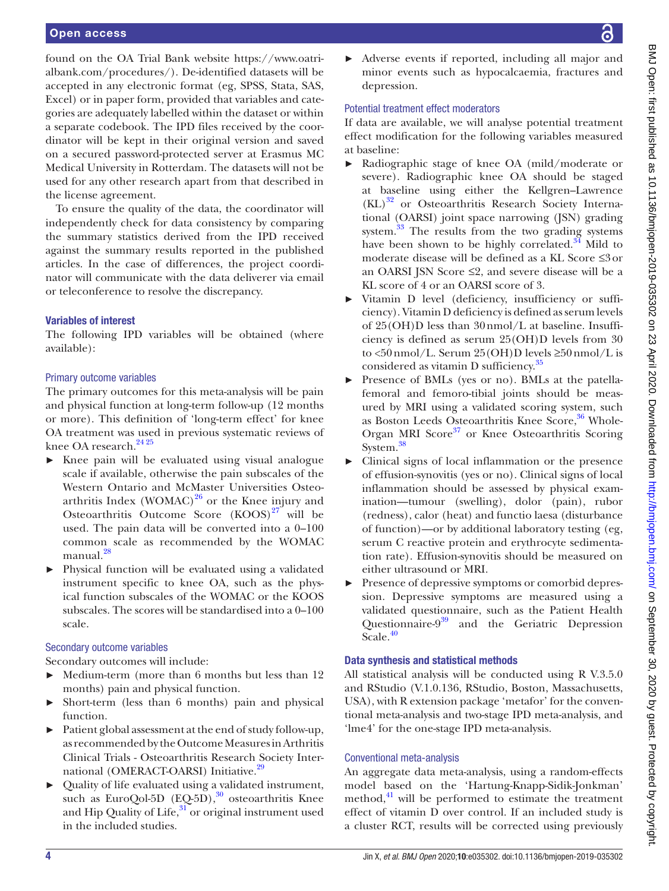found on the OA Trial Bank website https://www.oatrialbank.com/procedures/). De-identified datasets will be accepted in any electronic format (eg, SPSS, Stata, SAS, Excel) or in paper form, provided that variables and categories are adequately labelled within the dataset or within a separate codebook. The IPD files received by the coordinator will be kept in their original version and saved on a secured password-protected server at Erasmus MC Medical University in Rotterdam. The datasets will not be used for any other research apart from that described in the license agreement.

To ensure the quality of the data, the coordinator will independently check for data consistency by comparing the summary statistics derived from the IPD received against the summary results reported in the published articles. In the case of differences, the project coordinator will communicate with the data deliverer via email or teleconference to resolve the discrepancy.

### Variables of interest

The following IPD variables will be obtained (where available):

#### Primary outcome variables

The primary outcomes for this meta-analysis will be pain and physical function at long-term follow-up (12 months or more). This definition of 'long-term effect' for knee OA treatment was used in previous systematic reviews of knee OA research.[24 25]

- Knee pain will be evaluated using visual analogue scale if available, otherwise the pain subscales of the Western Ontario and McMaster Universities Osteoarthritis Index (WOMAC)[26] or the Knee injury and Osteoarthritis Outcome Score (KOOS)[27] will be used. The pain data will be converted into a 0–100 common scale as recommended by the WOMAC manual.[28]
- Physical function will be evaluated using a validated instrument specific to knee OA, such as the physical function subscales of the WOMAC or the KOOS subscales. The scores will be standardised into a 0–100 scale.

#### Secondary outcome variables

Secondary outcomes will include:

- Medium-term (more than 6 months but less than 12 months) pain and physical function.
- Short-term (less than 6 months) pain and physical function.
- Patient global assessment at the end of study follow-up, as recommended by the Outcome Measures in Arthritis Clinical Trials - Osteoarthritis Research Society International (OMERACT-OARSI) Initiative.[29]
- Quality of life evaluated using a validated instrument, such as EuroQol-5D (EQ-5D),[30] osteoarthritis Knee and Hip Quality of Life,[31] or original instrument used in the included studies.
- Adverse events if reported, including all major and minor events such as hypocalcaemia, fractures and depression.

#### Potential treatment effect moderators

If data are available, we will analyse potential treatment effect modification for the following variables measured at baseline:

- Radiographic stage of knee OA (mild/moderate or severe). Radiographic knee OA should be staged at baseline using either the Kellgren–Lawrence (KL)[32] or Osteoarthritis Research Society International (OARSI) joint space narrowing (JSN) grading system.[33] The results from the two grading systems have been shown to be highly correlated.[34] Mild to moderate disease will be defined as a KL Score ≤3 or an OARSI JSN Score ≤2, and severe disease will be a KL score of 4 or an OARSI score of 3.
- Vitamin D level (deficiency, insufficiency or sufficiency). Vitamin D deficiency is defined as serum levels of 25(OH)D less than 30 nmol/L at baseline. Insufficiency is defined as serum 25(OH)D levels from 30 to <50 nmol/L. Serum 25(OH)D levels ≥50 nmol/L is considered as vitamin D sufficiency.[35]
- Presence of BMLs (yes or no). BMLs at the patellafemoral and femoro-tibial joints should be measured by MRI using a validated scoring system, such as Boston Leeds Osteoarthritis Knee Score,[36] Whole-Organ MRI Score[37] or Knee Osteoarthritis Scoring System.[38]
- Clinical signs of local inflammation or the presence of effusion-synovitis (yes or no). Clinical signs of local inflammation should be assessed by physical examination—tumour (swelling), dolor (pain), rubor (redness), calor (heat) and functio laesa (disturbance of function)—or by additional laboratory testing (eg, serum C reactive protein and erythrocyte sedimentation rate). Effusion-synovitis should be measured on either ultrasound or MRI.
- Presence of depressive symptoms or comorbid depression. Depressive symptoms are measured using a validated questionnaire, such as the Patient Health Questionnaire-9[39] and the Geriatric Depression Scale.[40]

### Data synthesis and statistical methods

All statistical analysis will be conducted using R V.3.5.0 and RStudio (V.1.0.136, RStudio, Boston, Massachusetts, USA), with R extension package 'metafor' for the conventional meta-analysis and two-stage IPD meta-analysis, and 'lme4' for the one-stage IPD meta-analysis.

#### Conventional meta-analysis

An aggregate data meta-analysis, using a random-effects model based on the 'Hartung-Knapp-Sidik-Jonkman' method,[41] will be performed to estimate the treatment effect of vitamin D over control. If an included study is a cluster RCT, results will be corrected using previously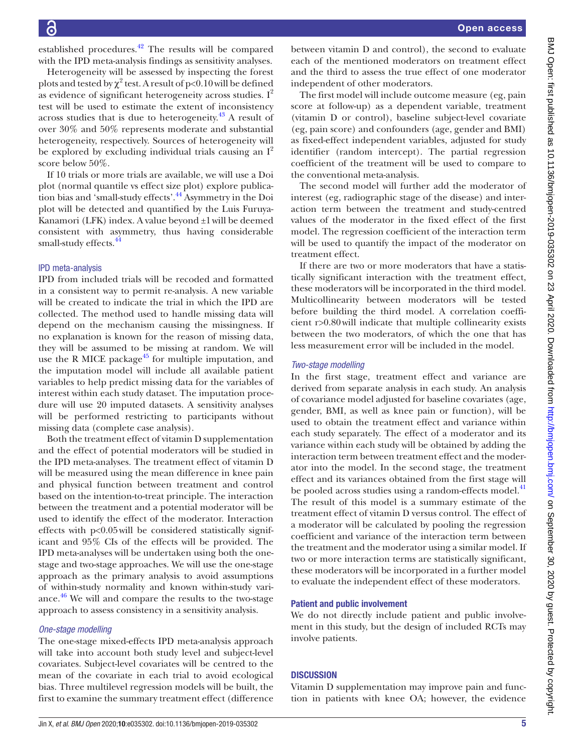established procedures.[42] The results will be compared with the IPD meta-analysis findings as sensitivity analyses.

Heterogeneity will be assessed by inspecting the forest plots and tested by $\chi^2$ test. A result of $p<0.10$ will be defined as evidence of significant heterogeneity across studies. $I^2$ test will be used to estimate the extent of inconsistency across studies that is due to heterogeneity.[43] A result of over 30% and 50% represents moderate and substantial heterogeneity, respectively. Sources of heterogeneity will be explored by excluding individual trials causing an $I^2$ score below 50%.

If 10 trials or more trials are available, we will use a Doi plot (normal quantile vs effect size plot) explore publication bias and 'small-study effects'.[44] Asymmetry in the Doi plot will be detected and quantified by the Luis Furuya-Kanamori (LFK) index. A value beyond ±1 will be deemed consistent with asymmetry, thus having considerable small-study effects.[44]

### IPD meta-analysis

IPD from included trials will be recoded and formatted in a consistent way to permit re-analysis. A new variable will be created to indicate the trial in which the IPD are collected. The method used to handle missing data will depend on the mechanism causing the missingness. If no explanation is known for the reason of missing data, they will be assumed to be missing at random. We will use the R MICE package[45] for multiple imputation, and the imputation model will include all available patient variables to help predict missing data for the variables of interest within each study dataset. The imputation procedure will use 20 imputed datasets. A sensitivity analyses will be performed restricting to participants without missing data (complete case analysis).

Both the treatment effect of vitamin D supplementation and the effect of potential moderators will be studied in the IPD meta-analyses. The treatment effect of vitamin D will be measured using the mean difference in knee pain and physical function between treatment and control based on the intention-to-treat principle. The interaction between the treatment and a potential moderator will be used to identify the effect of the moderator. Interaction effects with $p<0.05$ will be considered statistically significant and 95% CIs of the effects will be provided. The IPD meta-analyses will be undertaken using both the one-stage and two-stage approaches. We will use the one-stage approach as the primary analysis to avoid assumptions of within-study normality and known within-study variance.[46] We will and compare the results to the two-stage approach to assess consistency in a sensitivity analysis.

#### *One-stage modelling*

The one-stage mixed-effects IPD meta-analysis approach will take into account both study level and subject-level covariates. Subject-level covariates will be centred to the mean of the covariate in each trial to avoid ecological bias. Three multilevel regression models will be built, the first to examine the summary treatment effect (difference between vitamin D and control), the second to evaluate each of the mentioned moderators on treatment effect and the third to assess the true effect of one moderator independent of other moderators.

The first model will include outcome measure (eg, pain score at follow-up) as a dependent variable, treatment (vitamin D or control), baseline subject-level covariate (eg, pain score) and confounders (age, gender and BMI) as fixed-effect independent variables, adjusted for study identifier (random intercept). The partial regression coefficient of the treatment will be used to compare to the conventional meta-analysis.

The second model will further add the moderator of interest (eg, radiographic stage of the disease) and interaction term between the treatment and study-centred values of the moderator in the fixed effect of the first model. The regression coefficient of the interaction term will be used to quantify the impact of the moderator on treatment effect.

If there are two or more moderators that have a statistically significant interaction with the treatment effect, these moderators will be incorporated in the third model. Multicollinearity between moderators will be tested before building the third model. A correlation coefficient $r>0.80$ will indicate that multiple collinearity exists between the two moderators, of which the one that has less measurement error will be included in the model.

#### *Two-stage modelling*

In the first stage, treatment effect and variance are derived from separate analysis in each study. An analysis of covariance model adjusted for baseline covariates (age, gender, BMI, as well as knee pain or function), will be used to obtain the treatment effect and variance within each study separately. The effect of a moderator and its variance within each study will be obtained by adding the interaction term between treatment effect and the moderator into the model. In the second stage, the treatment effect and its variances obtained from the first stage will be pooled across studies using a random-effects model.[41] The result of this model is a summary estimate of the treatment effect of vitamin D versus control. The effect of a moderator will be calculated by pooling the regression coefficient and variance of the interaction term between the treatment and the moderator using a similar model. If two or more interaction terms are statistically significant, these moderators will be incorporated in a further model to evaluate the independent effect of these moderators.

### Patient and public involvement

We do not directly include patient and public involvement in this study, but the design of included RCTs may involve patients.

## DISCUSSION

Vitamin D supplementation may improve pain and function in patients with knee OA; however, the evidence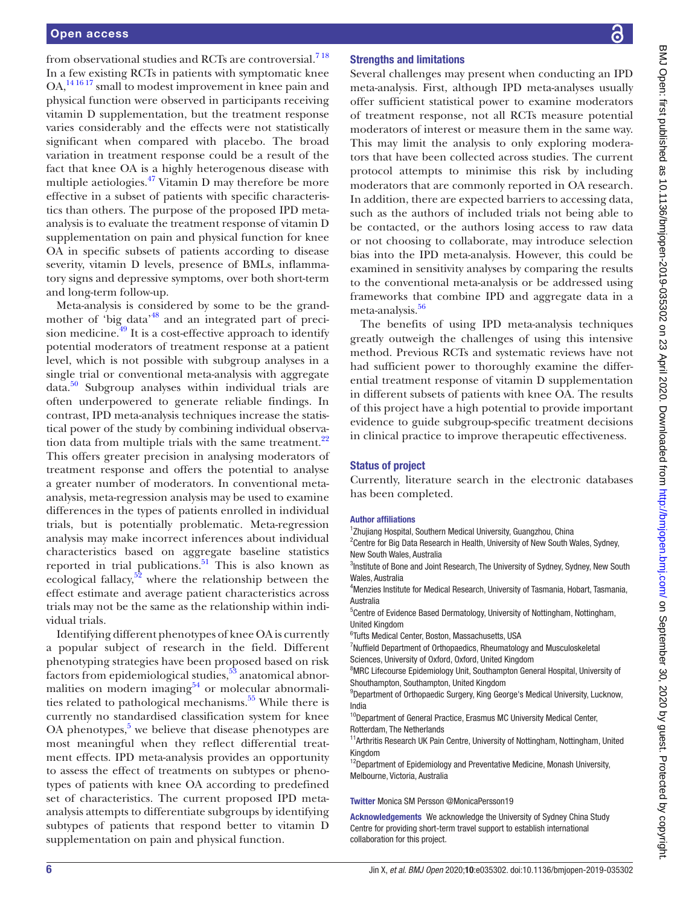from observational studies and RCTs are controversial.[7,18] In a few existing RCTs in patients with symptomatic knee OA,[14,16,17] small to modest improvement in knee pain and physical function were observed in participants receiving vitamin D supplementation, but the treatment response varies considerably and the effects were not statistically significant when compared with placebo. The broad variation in treatment response could be a result of the fact that knee OA is a highly heterogenous disease with multiple aetiologies.[47] Vitamin D may therefore be more effective in a subset of patients with specific characteristics than others. The purpose of the proposed IPD meta-analysis is to evaluate the treatment response of vitamin D supplementation on pain and physical function for knee OA in specific subsets of patients according to disease severity, vitamin D levels, presence of BMLs, inflammatory signs and depressive symptoms, over both short-term and long-term follow-up.

Meta-analysis is considered by some to be the grandmother of 'big data'[48] and an integrated part of precision medicine.[49] It is a cost-effective approach to identify potential moderators of treatment response at a patient level, which is not possible with subgroup analyses in a single trial or conventional meta-analysis with aggregate data.[50] Subgroup analyses within individual trials are often underpowered to generate reliable findings. In contrast, IPD meta-analysis techniques increase the statistical power of the study by combining individual observation data from multiple trials with the same treatment.[22] This offers greater precision in analysing moderators of treatment response and offers the potential to analyse a greater number of moderators. In conventional meta-analysis, meta-regression analysis may be used to examine differences in the types of patients enrolled in individual trials, but is potentially problematic. Meta-regression analysis may make incorrect inferences about individual characteristics based on aggregate baseline statistics reported in trial publications.[51] This is also known as ecological fallacy,[52] where the relationship between the effect estimate and average patient characteristics across trials may not be the same as the relationship within individual trials.

Identifying different phenotypes of knee OA is currently a popular subject of research in the field. Different phenotyping strategies have been proposed based on risk factors from epidemiological studies,[53] anatomical abnormalities on modern imaging[54] or molecular abnormalities related to pathological mechanisms.[55] While there is currently no standardised classification system for knee OA phenotypes,[5] we believe that disease phenotypes are most meaningful when they reflect differential treatment effects. IPD meta-analysis provides an opportunity to assess the effect of treatments on subtypes or phenotypes of patients with knee OA according to predefined set of characteristics. The current proposed IPD meta-analysis attempts to differentiate subgroups by identifying subtypes of patients that respond better to vitamin D supplementation on pain and physical function.

## Strengths and limitations

Several challenges may present when conducting an IPD meta-analysis. First, although IPD meta-analyses usually offer sufficient statistical power to examine moderators of treatment response, not all RCTs measure potential moderators of interest or measure them in the same way. This may limit the analysis to only exploring moderators that have been collected across studies. The current protocol attempts to minimise this risk by including moderators that are commonly reported in OA research. In addition, there are expected barriers to accessing data, such as the authors of included trials not being able to be contacted, or the authors losing access to raw data or not choosing to collaborate, may introduce selection bias into the IPD meta-analysis. However, this could be examined in sensitivity analyses by comparing the results to the conventional meta-analysis or be addressed using frameworks that combine IPD and aggregate data in a meta-analysis.[56]

The benefits of using IPD meta-analysis techniques greatly outweigh the challenges of using this intensive method. Previous RCTs and systematic reviews have not had sufficient power to thoroughly examine the differential treatment response of vitamin D supplementation in different subsets of patients with knee OA. The results of this project have a high potential to provide important evidence to guide subgroup-specific treatment decisions in clinical practice to improve therapeutic effectiveness.

## Status of project

Currently, literature search in the electronic databases has been completed.

### Author affiliations

[1]Zhujiang Hospital, Southern Medical University, Guangzhou, China
[2]Centre for Big Data Research in Health, University of New South Wales, Sydney, New South Wales, Australia
[3]Institute of Bone and Joint Research, The University of Sydney, Sydney, New South Wales, Australia
[4]Menzies Institute for Medical Research, University of Tasmania, Hobart, Tasmania, Australia
[5]Centre of Evidence Based Dermatology, University of Nottingham, Nottingham, United Kingdom
[6]Tufts Medical Center, Boston, Massachusetts, USA
[7]Nuffield Department of Orthopaedics, Rheumatology and Musculoskeletal Sciences, University of Oxford, Oxford, United Kingdom
[8]MRC Lifecourse Epidemiology Unit, Southampton General Hospital, University of Shouthampton, Southampton, United Kingdom
[9]Department of Orthopaedic Surgery, King George's Medical University, Lucknow, India
[10]Department of General Practice, Erasmus MC University Medical Center, Rotterdam, The Netherlands
[11]Arthritis Research UK Pain Centre, University of Nottingham, Nottingham, United Kingdom
[12]Department of Epidemiology and Preventative Medicine, Monash University, Melbourne, Victoria, Australia

**Twitter** Monica SM Persson @MonicaPersson19

**Acknowledgements** We acknowledge the University of Sydney China Study Centre for providing short-term travel support to establish international collaboration for this project.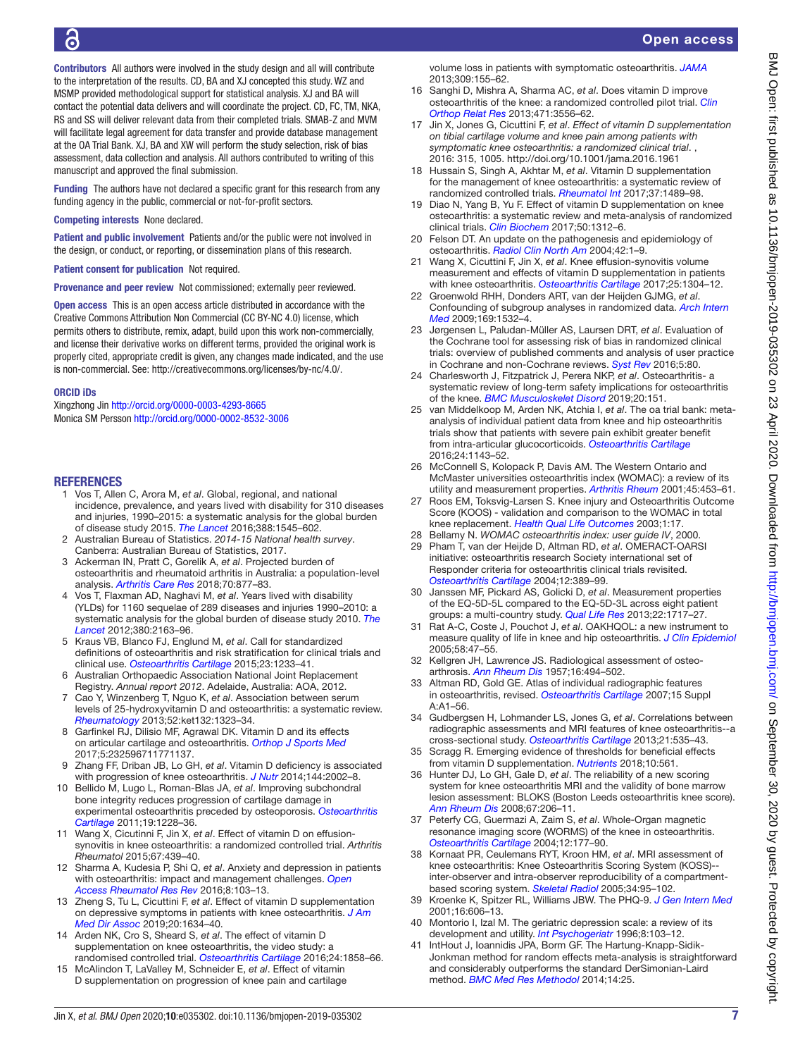**Contributors** All authors were involved in the study design and all will contribute to the interpretation of the results. CD, BA and XJ concepted this study. WZ and MSMP provided methodological support for statistical analysis. XJ and BA will contact the potential data delivers and will coordinate the project. CD, FC, TM, NKA, RS and SS will deliver relevant data from their completed trials. SMAB-Z and MVM will facilitate legal agreement for data transfer and provide database management at the OA Trial Bank. XJ, BA and XW will perform the study selection, risk of bias assessment, data collection and analysis. All authors contributed to writing of this manuscript and approved the final submission.

**Funding** The authors have not declared a specific grant for this research from any funding agency in the public, commercial or not-for-profit sectors.

**Competing interests** None declared.

**Patient and public involvement** Patients and/or the public were not involved in the design, or conduct, or reporting, or dissemination plans of this research.

**Patient consent for publication** Not required.

**Provenance and peer review** Not commissioned; externally peer reviewed.

**Open access** This is an open access article distributed in accordance with the Creative Commons Attribution Non Commercial (CC BY-NC 4.0) license, which permits others to distribute, remix, adapt, build upon this work non-commercially, and license their derivative works on different terms, provided the original work is properly cited, appropriate credit is given, any changes made indicated, and the use is non-commercial. See: http://creativecommons.org/licenses/by-nc/4.0/.

**ORCID iDs**

Xingzhong Jin http://orcid.org/0000-0003-4293-8665
Monica SM Persson http://orcid.org/0000-0002-8532-3006

## REFERENCES

1. Vos T, Allen C, Arora M, *et al*. Global, regional, and national incidence, prevalence, and years lived with disability for 310 diseases and injuries, 1990–2015: a systematic analysis for the global burden of disease study 2015. *The Lancet* 2016;388:1545–602.
2. Australian Bureau of Statistics. *2014-15 National health survey*. Canberra: Australian Bureau of Statistics, 2017.
3. Ackerman IN, Pratt C, Gorelik A, *et al*. Projected burden of osteoarthritis and rheumatoid arthritis in Australia: a population-level analysis. *Arthritis Care Res* 2018;70:877–83.
4. Vos T, Flaxman AD, Naghavi M, *et al*. Years lived with disability (YLDs) for 1160 sequelae of 289 diseases and injuries 1990–2010: a systematic analysis for the global burden of disease study 2010. *The Lancet* 2012;380:2163–96.
5. Kraus VB, Blanco FJ, Englund M, *et al*. Call for standardized definitions of osteoarthritis and risk stratification for clinical trials and clinical use. *Osteoarthritis Cartilage* 2015;23:1233–41.
6. Australian Orthopaedic Association National Joint Replacement Registry. *Annual report 2012*. Adelaide, Australia: AOA, 2012.
7. Cao Y, Winzenberg T, Nguo K, *et al*. Association between serum levels of 25-hydroxyvitamin D and osteoarthritis: a systematic review. *Rheumatology* 2013;52:ket132:1323–34.
8. Garfinkel RJ, Dilisio MF, Agrawal DK. Vitamin D and its effects on articular cartilage and osteoarthritis. *Orthop J Sports Med* 2017;5:2325967117711137.
9. Zhang FF, Driban JB, Lo GH, *et al*. Vitamin D deficiency is associated with progression of knee osteoarthritis. *J Nutr* 2014;144:2002–8.
10. Bellido M, Lugo L, Roman-Blas JA, *et al*. Improving subchondral bone integrity reduces progression of cartilage damage in experimental osteoarthritis preceded by osteoporosis. *Osteoarthritis Cartilage* 2011;19:1228–36.
11. Wang X, Cicutinni F, Jin X, *et al*. Effect of vitamin D on effusion-synovitis in knee osteoarthritis: a randomized controlled trial. *Arthritis Rheumatol* 2015;67:439–40.
12. Sharma A, Kudesia P, Shi Q, *et al*. Anxiety and depression in patients with osteoarthritis: impact and management challenges. *Open Access Rheumatol Res Rev* 2016;8:103–13.
13. Zheng S, Tu L, Cicuttini F, *et al*. Effect of vitamin D supplementation on depressive symptoms in patients with knee osteoarthritis. *J Am Med Dir Assoc* 2019;20:1634–40.
14. Arden NK, Cro S, Sheard S, *et al*. The effect of vitamin D supplementation on knee osteoarthritis, the video study: a randomised controlled trial. *Osteoarthritis Cartilage* 2016;24:1858–66.
15. McAlindon T, LaValley M, Schneider E, *et al*. Effect of vitamin D supplementation on progression of knee pain and cartilage volume loss in patients with symptomatic osteoarthritis. *JAMA* 2013;309:155–62.
16. Sanghi D, Mishra A, Sharma AC, *et al*. Does vitamin D improve osteoarthritis of the knee: a randomized controlled pilot trial. *Clin Orthop Relat Res* 2013;471:3556–62.
17. Jin X, Jones G, Cicuttini F, *et al*. *Effect of vitamin D supplementation on tibial cartilage volume and knee pain among patients with symptomatic knee osteoarthritis: a randomized clinical trial*. , 2016: 315, 1005. http://doi.org/10.1001/jama.2016.1961
18. Hussain S, Singh A, Akhtar M, *et al*. Vitamin D supplementation for the management of knee osteoarthritis: a systematic review of randomized controlled trials. *Rheumatol Int* 2017;37:1489–98.
19. Diao N, Yang B, Yu F. Effect of vitamin D supplementation on knee osteoarthritis: a systematic review and meta-analysis of randomized clinical trials. *Clin Biochem* 2017;50:1312–6.
20. Felson DT. An update on the pathogenesis and epidemiology of osteoarthritis. *Radiol Clin North Am* 2004;42:1–9.
21. Wang X, Cicuttini F, Jin X, *et al*. Knee effusion-synovitis volume measurement and effects of vitamin D supplementation in patients with knee osteoarthritis. *Osteoarthritis Cartilage* 2017;25:1304–12.
22. Groenwold RHH, Donders ART, van der Heijden GJMG, *et al*. Confounding of subgroup analyses in randomized data. *Arch Intern Med* 2009;169:1532–4.
23. Jørgensen L, Paludan-Müller AS, Laursen DRT, *et al*. Evaluation of the Cochrane tool for assessing risk of bias in randomized clinical trials: overview of published comments and analysis of user practice in Cochrane and non-Cochrane reviews. *Syst Rev* 2016;5:80.
24. Charlesworth J, Fitzpatrick J, Perera NKP, *et al*. Osteoarthritis- a systematic review of long-term safety implications for osteoarthritis of the knee. *BMC Musculoskelet Disord* 2019;20:151.
25. van Middelkoop M, Arden NK, Atchia I, *et al*. The oa trial bank: meta-analysis of individual patient data from knee and hip osteoarthritis trials show that patients with severe pain exhibit greater benefit from intra-articular glucocorticoids. *Osteoarthritis Cartilage* 2016;24:1143–52.
26. McConnell S, Kolopack P, Davis AM. The Western Ontario and McMaster universities osteoarthritis index (WOMAC): a review of its utility and measurement properties. *Arthritis Rheum* 2001;45:453–61.
27. Roos EM, Toksvig-Larsen S. Knee injury and Osteoarthritis Outcome Score (KOOS) - validation and comparison to the WOMAC in total knee replacement. *Health Qual Life Outcomes* 2003;1:17.
28. Bellamy N. *WOMAC osteoarthritis index: user guide IV*, 2000.
29. Pham T, van der Heijde D, Altman RD, *et al*. OMERACT-OARSI initiative: osteoarthritis research Society international set of Responder criteria for osteoarthritis clinical trials revisited. *Osteoarthritis Cartilage* 2004;12:389–99.
30. Janssen MF, Pickard AS, Golicki D, *et al*. Measurement properties of the EQ-5D-5L compared to the EQ-5D-3L across eight patient groups: a multi-country study. *Qual Life Res* 2013;22:1717–27.
31. Rat A-C, Coste J, Pouchot J, *et al*. OAKHQOL: a new instrument to measure quality of life in knee and hip osteoarthritis. *J Clin Epidemiol* 2005;58:47–55.
32. Kellgren JH, Lawrence JS. Radiological assessment of osteo-arthrosis. *Ann Rheum Dis* 1957;16:494–502.
33. Altman RD, Gold GE. Atlas of individual radiographic features in osteoarthritis, revised. *Osteoarthritis Cartilage* 2007;15 Suppl A:A1–56.
34. Gudbergsen H, Lohmander LS, Jones G, *et al*. Correlations between radiographic assessments and MRI features of knee osteoarthritis--a cross-sectional study. *Osteoarthritis Cartilage* 2013;21:535–43.
35. Scragg R. Emerging evidence of thresholds for beneficial effects from vitamin D supplementation. *Nutrients* 2018;10:561.
36. Hunter DJ, Lo GH, Gale D, *et al*. The reliability of a new scoring system for knee osteoarthritis MRI and the validity of bone marrow lesion assessment: BLOKS (Boston Leeds osteoarthritis knee score). *Ann Rheum Dis* 2008;67:206–11.
37. Peterfy CG, Guermazi A, Zaim S, *et al*. Whole-Organ magnetic resonance imaging score (WORMS) of the knee in osteoarthritis. *Osteoarthritis Cartilage* 2004;12:177–90.
38. Kornaat PR, Ceulemans RYT, Kroon HM, *et al*. MRI assessment of knee osteoarthritis: Knee Osteoarthritis Scoring System (KOSS)--inter-observer and intra-observer reproducibility of a compartment-based scoring system. *Skeletal Radiol* 2005;34:95–102.
39. Kroenke K, Spitzer RL, Williams JBW. The PHQ-9. *J Gen Intern Med* 2001;16:606–13.
40. Montorio I, Izal M. The geriatric depression scale: a review of its development and utility. *Int Psychogeriatr* 1996;8:103–12.
41. IntHout J, Ioannidis JPA, Borm GF. The Hartung-Knapp-Sidik-Jonkman method for random effects meta-analysis is straightforward and considerably outperforms the standard DerSimonian-Laird method. *BMC Med Res Methodol* 2014;14:25.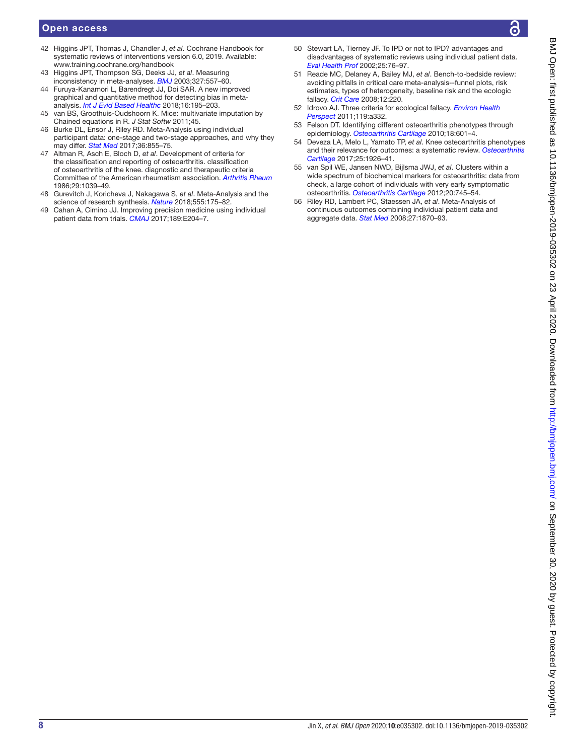42. Higgins JPT, Thomas J, Chandler J, *et al*. Cochrane Handbook for systematic reviews of interventions version 6.0, 2019. Available: www.training.cochrane.org/handbook
43. Higgins JPT, Thompson SG, Deeks JJ, *et al*. Measuring inconsistency in meta-analyses. *BMJ* 2003;327:557–60.
44. Furuya-Kanamori L, Barendregt JJ, Doi SAR. A new improved graphical and quantitative method for detecting bias in meta-analysis. *Int J Evid Based Healthc* 2018;16:195–203.
45. van BS, Groothuis-Oudshoorn K. Mice: multivariate imputation by Chained equations in R. *J Stat Softw* 2011;45.
46. Burke DL, Ensor J, Riley RD. Meta-Analysis using individual participant data: one-stage and two-stage approaches, and why they may differ. *Stat Med* 2017;36:855–75.
47. Altman R, Asch E, Bloch D, *et al*. Development of criteria for the classification and reporting of osteoarthritis. classification of osteoarthritis of the knee. diagnostic and therapeutic criteria Committee of the American rheumatism association. *Arthritis Rheum* 1986;29:1039–49.
48. Gurevitch J, Koricheva J, Nakagawa S, *et al*. Meta-Analysis and the science of research synthesis. *Nature* 2018;555:175–82.
49. Cahan A, Cimino JJ. Improving precision medicine using individual patient data from trials. *CMAJ* 2017;189:E204–7.
50. Stewart LA, Tierney JF. To IPD or not to IPD? advantages and disadvantages of systematic reviews using individual patient data. *Eval Health Prof* 2002;25:76–97.
51. Reade MC, Delaney A, Bailey MJ, *et al*. Bench-to-bedside review: avoiding pitfalls in critical care meta-analysis--funnel plots, risk estimates, types of heterogeneity, baseline risk and the ecologic fallacy. *Crit Care* 2008;12:220.
52. Idrovo AJ. Three criteria for ecological fallacy. *Environ Health Perspect* 2011;119:a332.
53. Felson DT. Identifying different osteoarthritis phenotypes through epidemiology. *Osteoarthritis Cartilage* 2010;18:601–4.
54. Deveza LA, Melo L, Yamato TP, *et al*. Knee osteoarthritis phenotypes and their relevance for outcomes: a systematic review. *Osteoarthritis Cartilage* 2017;25:1926–41.
55. van Spil WE, Jansen NWD, Bijlsma JWJ, *et al*. Clusters within a wide spectrum of biochemical markers for osteoarthritis: data from check, a large cohort of individuals with very early symptomatic osteoarthritis. *Osteoarthritis Cartilage* 2012;20:745–54.
56. Riley RD, Lambert PC, Staessen JA, *et al*. Meta-Analysis of continuous outcomes combining individual patient data and aggregate data. *Stat Med* 2008;27:1870–93.